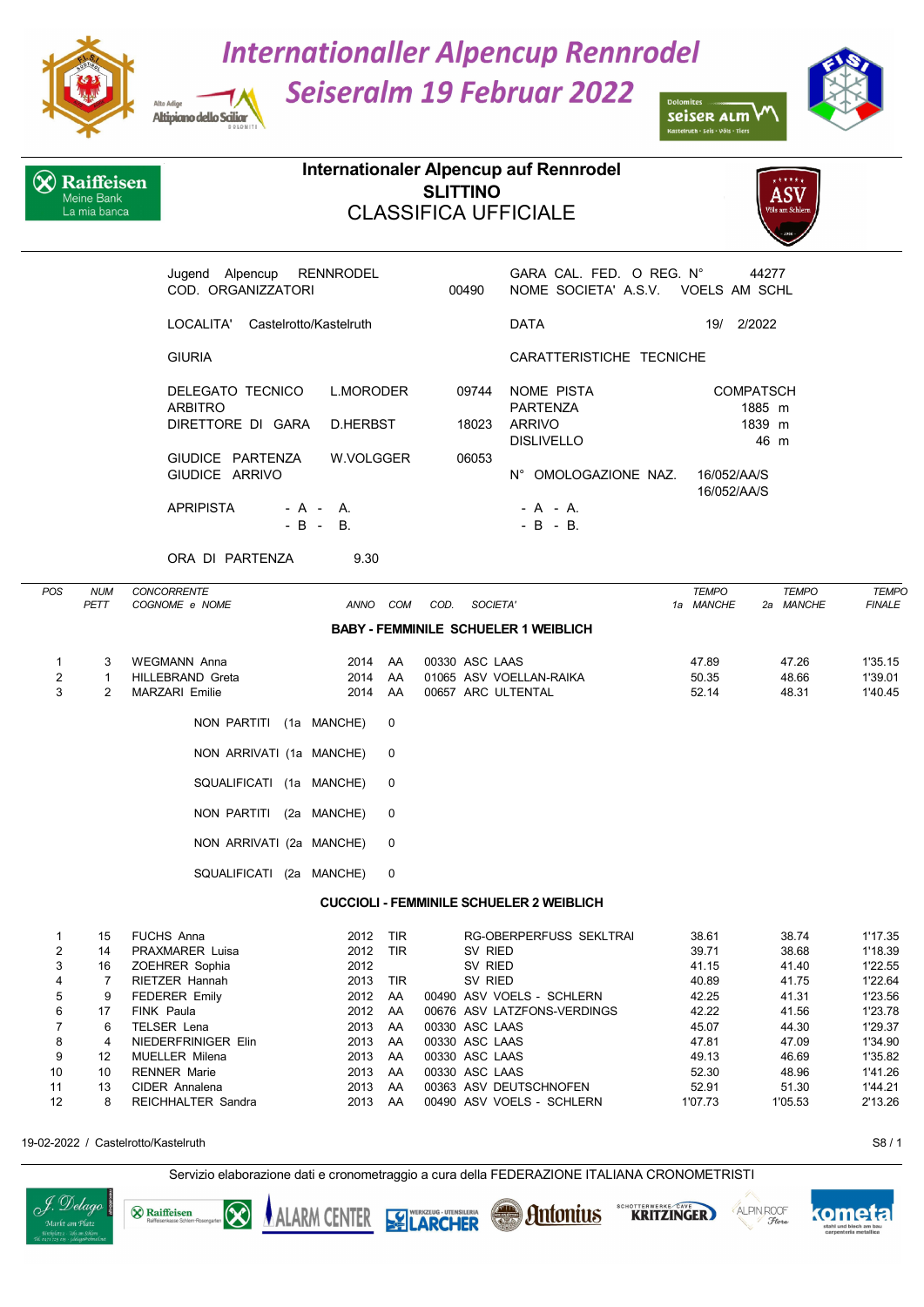# Internationaller Alpencup Rennrodel
# Seiseralm 19 Februar 2022

## Internationaler Alpencup auf Rennrodel
## SLITTINO
## CLASSIFICA UFFICIALE

| | | | | |
|---|---|---|---|---|
| Jugend Alpencup RENNRODEL | | | GARA CAL. FED. O REG. N° | 44277 |
| COD. ORGANIZZATORI | | 00490 | NOME SOCIETA' A.S.V. | VOELS AM SCHL |
| LOCALITA' | Castelrotto/Kastelruth | | DATA | 19/ 2/2022 |
| GIURIA | | | CARATTERISTICHE TECNICHE | |
| DELEGATO TECNICO | L.MORODER | 09744 | NOME PISTA | COMPATSCH |
| ARBITRO | | | PARTENZA | 1885 m |
| DIRETTORE DI GARA | D.HERBST | 18023 | ARRIVO | 1839 m |
| | | | DISLIVELLO | 46 m |
| GIUDICE PARTENZA | W.VOLGGER | 06053 | | |
| GIUDICE ARRIVO | | | N° OMOLOGAZIONE NAZ. | 16/052/AA/S |
| | | | | 16/052/AA/S |
| APRIPISTA | - A - A. | | - A - A. | |
| | - B - B. | | - B - B. | |
| ORA DI PARTENZA | 9.30 | | | |

### BABY - FEMMINILE SCHUELER 1 WEIBLICH

| POS | NUM PETT | CONCORRENTE COGNOME e NOME | ANNO | COM | COD. | SOCIETA' | TEMPO 1a MANCHE | TEMPO 2a MANCHE | TEMPO FINALE |
|---|---|---|---|---|---|---|---|---|---|
| 1 | 3 | WEGMANN Anna | 2014 | AA | 00330 | ASC LAAS | 47.89 | 47.26 | 1'35.15 |
| 2 | 1 | HILLEBRAND Greta | 2014 | AA | 01065 | ASV VOELLAN-RAIKA | 50.35 | 48.66 | 1'39.01 |
| 3 | 2 | MARZARI Emilie | 2014 | AA | 00657 | ARC ULTENTAL | 52.14 | 48.31 | 1'40.45 |

NON PARTITI (1a MANCHE) 0

NON ARRIVATI (1a MANCHE) 0

SQUALIFICATI (1a MANCHE) 0

NON PARTITI (2a MANCHE) 0

NON ARRIVATI (2a MANCHE) 0

SQUALIFICATI (2a MANCHE) 0

### CUCCIOLI - FEMMINILE SCHUELER 2 WEIBLICH

| POS | NUM PETT | CONCORRENTE COGNOME e NOME | ANNO | COM | COD. | SOCIETA' | TEMPO 1a MANCHE | TEMPO 2a MANCHE | TEMPO FINALE |
|---|---|---|---|---|---|---|---|---|---|
| 1 | 15 | FUCHS Anna | 2012 | TIR | | RG-OBERPERFUSS SEKLTRAI | 38.61 | 38.74 | 1'17.35 |
| 2 | 14 | PRAXMARER Luisa | 2012 | TIR | | SV RIED | 39.71 | 38.68 | 1'18.39 |
| 3 | 16 | ZOEHRER Sophia | 2012 | | | SV RIED | 41.15 | 41.40 | 1'22.55 |
| 4 | 7 | RIETZER Hannah | 2013 | TIR | | SV RIED | 40.89 | 41.75 | 1'22.64 |
| 5 | 9 | FEDERER Emily | 2012 | AA | 00490 | ASV VOELS - SCHLERN | 42.25 | 41.31 | 1'23.56 |
| 6 | 17 | FINK Paula | 2012 | AA | 00676 | ASV LATZFONS-VERDINGS | 42.22 | 41.56 | 1'23.78 |
| 7 | 6 | TELSER Lena | 2013 | AA | 00330 | ASC LAAS | 45.07 | 44.30 | 1'29.37 |
| 8 | 4 | NIEDERFRINIGER Elin | 2013 | AA | 00330 | ASC LAAS | 47.81 | 47.09 | 1'34.90 |
| 9 | 12 | MUELLER Milena | 2013 | AA | 00330 | ASC LAAS | 49.13 | 46.69 | 1'35.82 |
| 10 | 10 | RENNER Marie | 2013 | AA | 00330 | ASC LAAS | 52.30 | 48.96 | 1'41.26 |
| 11 | 13 | CIDER Annalena | 2013 | AA | 00363 | ASV DEUTSCHNOFEN | 52.91 | 51.30 | 1'44.21 |
| 12 | 8 | REICHHALTER Sandra | 2013 | AA | 00490 | ASV VOELS - SCHLERN | 1'07.73 | 1'05.53 | 2'13.26 |

19-02-2022 / Castelrotto/Kastelruth

Servizio elaborazione dati e cronometraggio a cura della FEDERAZIONE ITALIANA CRONOMETRISTI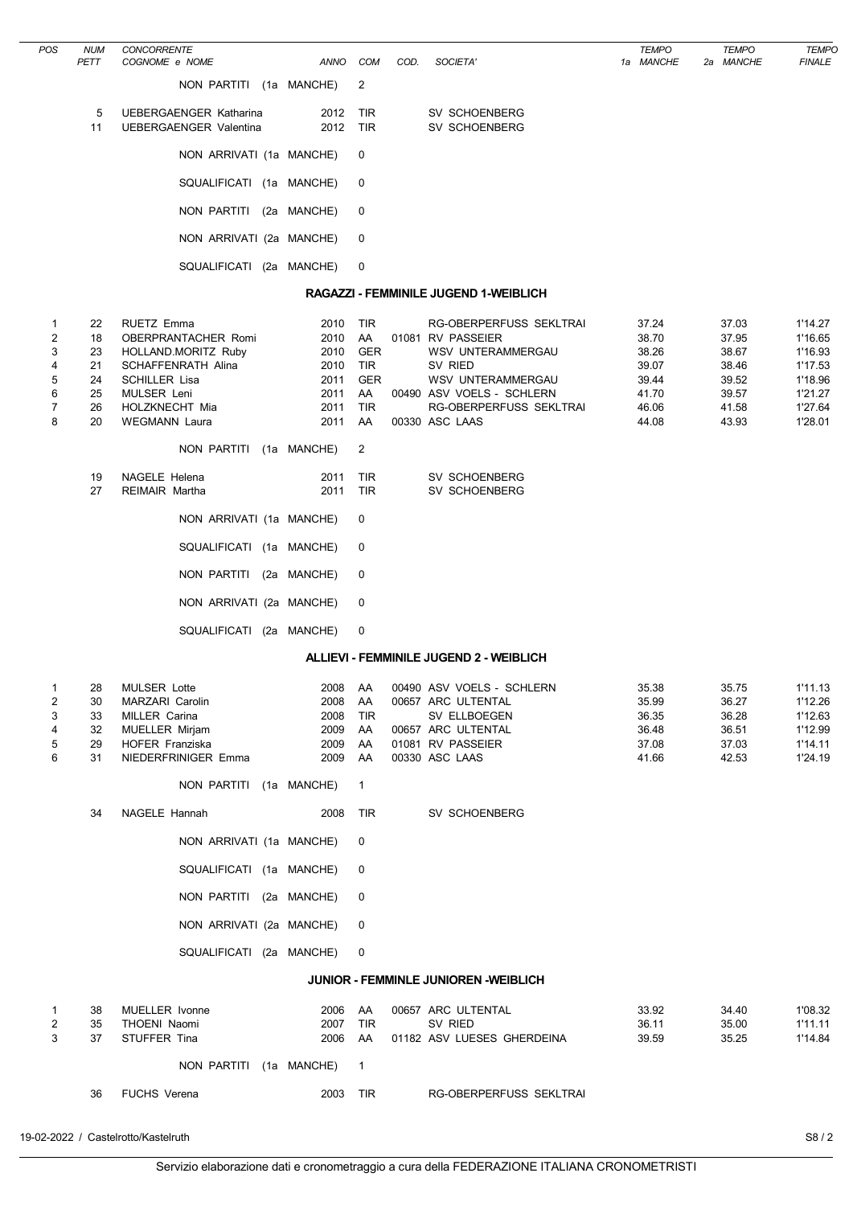| POS | NUM PETT | CONCORRENTE COGNOME e NOME | ANNO | COM | COD. | SOCIETA' | TEMPO 1a MANCHE | TEMPO 2a MANCHE | TEMPO FINALE |
|---|---|---|---|---|---|---|---|---|---|
| | | NON PARTITI (1a MANCHE) | | 2 | | | | | |
| | 5 | UEBERGAENGER Katharina | 2012 | TIR | | SV SCHOENBERG | | | |
| | 11 | UEBERGAENGER Valentina | 2012 | TIR | | SV SCHOENBERG | | | |
| | | NON ARRIVATI (1a MANCHE) | | 0 | | | | | |
| | | SQUALIFICATI (1a MANCHE) | | 0 | | | | | |
| | | NON PARTITI (2a MANCHE) | | 0 | | | | | |
| | | NON ARRIVATI (2a MANCHE) | | 0 | | | | | |
| | | SQUALIFICATI (2a MANCHE) | | 0 | | | | | |

**RAGAZZI - FEMMINILE JUGEND 1-WEIBLICH**

| POS | NUM PETT | CONCORRENTE COGNOME e NOME | ANNO | COM | COD. | SOCIETA' | TEMPO 1a MANCHE | TEMPO 2a MANCHE | TEMPO FINALE |
|---|---|---|---|---|---|---|---|---|---|
| 1 | 22 | RUETZ Emma | 2010 | TIR | | RG-OBERPERFUSS SEKLTRAI | 37.24 | 37.03 | 1'14.27 |
| 2 | 18 | OBERPRANTACHER Romi | 2010 | AA | 01081 | RV PASSEIER | 38.70 | 37.95 | 1'16.65 |
| 3 | 23 | HOLLAND.MORITZ Ruby | 2010 | GER | | WSV UNTERAMMERGAU | 38.26 | 38.67 | 1'16.93 |
| 4 | 21 | SCHAFFENRATH Alina | 2010 | TIR | | SV RIED | 39.07 | 38.46 | 1'17.53 |
| 5 | 24 | SCHILLER Lisa | 2011 | GER | | WSV UNTERAMMERGAU | 39.44 | 39.52 | 1'18.96 |
| 6 | 25 | MULSER Leni | 2011 | AA | 00490 | ASV VOELS - SCHLERN | 41.70 | 39.57 | 1'21.27 |
| 7 | 26 | HOLZKNECHT Mia | 2011 | TIR | | RG-OBERPERFUSS SEKLTRAI | 46.06 | 41.58 | 1'27.64 |
| 8 | 20 | WEGMANN Laura | 2011 | AA | 00330 | ASC LAAS | 44.08 | 43.93 | 1'28.01 |
| | | NON PARTITI (1a MANCHE) | | 2 | | | | | |
| | 19 | NAGELE Helena | 2011 | TIR | | SV SCHOENBERG | | | |
| | 27 | REIMAIR Martha | 2011 | TIR | | SV SCHOENBERG | | | |
| | | NON ARRIVATI (1a MANCHE) | | 0 | | | | | |
| | | SQUALIFICATI (1a MANCHE) | | 0 | | | | | |
| | | NON PARTITI (2a MANCHE) | | 0 | | | | | |
| | | NON ARRIVATI (2a MANCHE) | | 0 | | | | | |
| | | SQUALIFICATI (2a MANCHE) | | 0 | | | | | |

**ALLIEVI - FEMMINILE JUGEND 2 - WEIBLICH**

| POS | NUM PETT | CONCORRENTE COGNOME e NOME | ANNO | COM | COD. | SOCIETA' | TEMPO 1a MANCHE | TEMPO 2a MANCHE | TEMPO FINALE |
|---|---|---|---|---|---|---|---|---|---|
| 1 | 28 | MULSER Lotte | 2008 | AA | 00490 | ASV VOELS - SCHLERN | 35.38 | 35.75 | 1'11.13 |
| 2 | 30 | MARZARI Carolin | 2008 | AA | 00657 | ARC ULTENTAL | 35.99 | 36.27 | 1'12.26 |
| 3 | 33 | MILLER Carina | 2008 | TIR | | SV ELLBOEGEN | 36.35 | 36.28 | 1'12.63 |
| 4 | 32 | MUELLER Mirjam | 2009 | AA | 00657 | ARC ULTENTAL | 36.48 | 36.51 | 1'12.99 |
| 5 | 29 | HOFER Franziska | 2009 | AA | 01081 | RV PASSEIER | 37.08 | 37.03 | 1'14.11 |
| 6 | 31 | NIEDERFRINIGER Emma | 2009 | AA | 00330 | ASC LAAS | 41.66 | 42.53 | 1'24.19 |
| | | NON PARTITI (1a MANCHE) | | 1 | | | | | |
| | 34 | NAGELE Hannah | 2008 | TIR | | SV SCHOENBERG | | | |
| | | NON ARRIVATI (1a MANCHE) | | 0 | | | | | |
| | | SQUALIFICATI (1a MANCHE) | | 0 | | | | | |
| | | NON PARTITI (2a MANCHE) | | 0 | | | | | |
| | | NON ARRIVATI (2a MANCHE) | | 0 | | | | | |
| | | SQUALIFICATI (2a MANCHE) | | 0 | | | | | |

**JUNIOR - FEMMINLE JUNIOREN -WEIBLICH**

| POS | NUM PETT | CONCORRENTE COGNOME e NOME | ANNO | COM | COD. | SOCIETA' | TEMPO 1a MANCHE | TEMPO 2a MANCHE | TEMPO FINALE |
|---|---|---|---|---|---|---|---|---|---|
| 1 | 38 | MUELLER Ivonne | 2006 | AA | 00657 | ARC ULTENTAL | 33.92 | 34.40 | 1'08.32 |
| 2 | 35 | THOENI Naomi | 2007 | TIR | | SV RIED | 36.11 | 35.00 | 1'11.11 |
| 3 | 37 | STUFFER Tina | 2006 | AA | 01182 | ASV LUESES GHERDEINA | 39.59 | 35.25 | 1'14.84 |
| | | NON PARTITI (1a MANCHE) | | 1 | | | | | |
| | 36 | FUCHS Verena | 2003 | TIR | | RG-OBERPERFUSS SEKLTRAI | | | |

19-02-2022 / Castelrotto/Kastelruth

Servizio elaborazione dati e cronometraggio a cura della FEDERAZIONE ITALIANA CRONOMETRISTI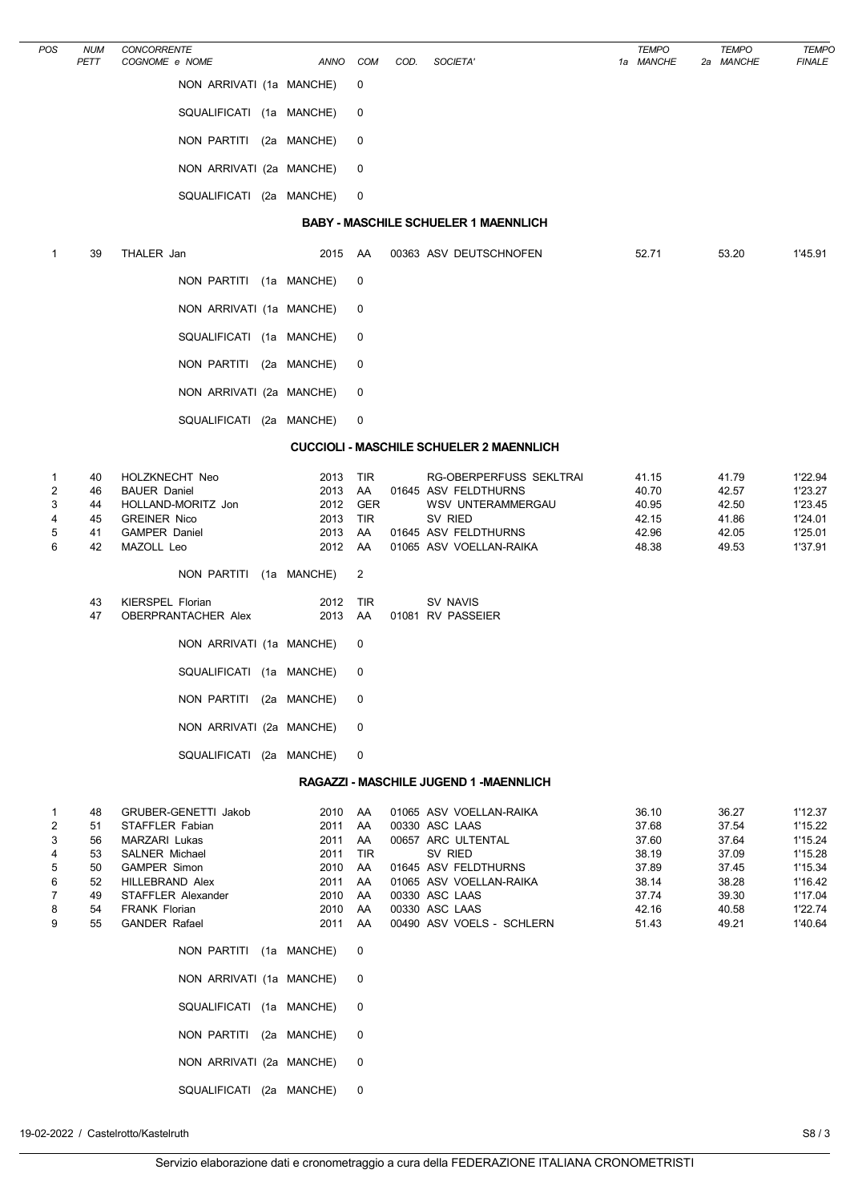| POS | NUM PETT | CONCORRENTE COGNOME e NOME | ANNO | COM | COD. | SOCIETA' | TEMPO 1a MANCHE | TEMPO 2a MANCHE | TEMPO FINALE |
|---|---|---|---|---|---|---|---|---|---|

NON ARRIVATI (1a MANCHE) 0

SQUALIFICATI (1a MANCHE) 0

NON PARTITI (2a MANCHE) 0

NON ARRIVATI (2a MANCHE) 0

SQUALIFICATI (2a MANCHE) 0

### BABY - MASCHILE SCHUELER 1 MAENNLICH

| POS | NUM PETT | COGNOME e NOME | ANNO | COM | COD. | SOCIETA' | TEMPO 1a MANCHE | TEMPO 2a MANCHE | TEMPO FINALE |
|---|---|---|---|---|---|---|---|---|---|
| 1 | 39 | THALER Jan | 2015 | AA | 00363 | ASV DEUTSCHNOFEN | 52.71 | 53.20 | 1'45.91 |

NON PARTITI (1a MANCHE) 0

NON ARRIVATI (1a MANCHE) 0

SQUALIFICATI (1a MANCHE) 0

NON PARTITI (2a MANCHE) 0

NON ARRIVATI (2a MANCHE) 0

SQUALIFICATI (2a MANCHE) 0

### CUCCIOLI - MASCHILE SCHUELER 2 MAENNLICH

| POS | NUM PETT | COGNOME e NOME | ANNO | COM | COD. | SOCIETA' | TEMPO 1a MANCHE | TEMPO 2a MANCHE | TEMPO FINALE |
|---|---|---|---|---|---|---|---|---|---|
| 1 | 40 | HOLZKNECHT Neo | 2013 | TIR | | RG-OBERPERFUSS SEKLTRAI | 41.15 | 41.79 | 1'22.94 |
| 2 | 46 | BAUER Daniel | 2013 | AA | 01645 | ASV FELDTHURNS | 40.70 | 42.57 | 1'23.27 |
| 3 | 44 | HOLLAND-MORITZ Jon | 2012 | GER | | WSV UNTERAMMERGAU | 40.95 | 42.50 | 1'23.45 |
| 4 | 45 | GREINER Nico | 2013 | TIR | | SV RIED | 42.15 | 41.86 | 1'24.01 |
| 5 | 41 | GAMPER Daniel | 2013 | AA | 01645 | ASV FELDTHURNS | 42.96 | 42.05 | 1'25.01 |
| 6 | 42 | MAZOLL Leo | 2012 | AA | 01065 | ASV VOELLAN-RAIKA | 48.38 | 49.53 | 1'37.91 |

NON PARTITI (1a MANCHE) 2

| POS | NUM PETT | COGNOME e NOME | ANNO | COM | COD. | SOCIETA' | TEMPO 1a MANCHE | TEMPO 2a MANCHE | TEMPO FINALE |
|---|---|---|---|---|---|---|---|---|---|
| | 43 | KIERSPEL Florian | 2012 | TIR | | SV NAVIS | | | |
| | 47 | OBERPRANTACHER Alex | 2013 | AA | 01081 | RV PASSEIER | | | |

NON ARRIVATI (1a MANCHE) 0

SQUALIFICATI (1a MANCHE) 0

NON PARTITI (2a MANCHE) 0

NON ARRIVATI (2a MANCHE) 0

SQUALIFICATI (2a MANCHE) 0

### RAGAZZI - MASCHILE JUGEND 1 -MAENNLICH

| POS | NUM PETT | COGNOME e NOME | ANNO | COM | COD. | SOCIETA' | TEMPO 1a MANCHE | TEMPO 2a MANCHE | TEMPO FINALE |
|---|---|---|---|---|---|---|---|---|---|
| 1 | 48 | GRUBER-GENETTI Jakob | 2010 | AA | 01065 | ASV VOELLAN-RAIKA | 36.10 | 36.27 | 1'12.37 |
| 2 | 51 | STAFFLER Fabian | 2011 | AA | 00330 | ASC LAAS | 37.68 | 37.54 | 1'15.22 |
| 3 | 56 | MARZARI Lukas | 2011 | AA | 00657 | ARC ULTENTAL | 37.60 | 37.64 | 1'15.24 |
| 4 | 53 | SALNER Michael | 2011 | TIR | | SV RIED | 38.19 | 37.09 | 1'15.28 |
| 5 | 50 | GAMPER Simon | 2010 | AA | 01645 | ASV FELDTHURNS | 37.89 | 37.45 | 1'15.34 |
| 6 | 52 | HILLEBRAND Alex | 2011 | AA | 01065 | ASV VOELLAN-RAIKA | 38.14 | 38.28 | 1'16.42 |
| 7 | 49 | STAFFLER Alexander | 2010 | AA | 00330 | ASC LAAS | 37.74 | 39.30 | 1'17.04 |
| 8 | 54 | FRANK Florian | 2010 | AA | 00330 | ASC LAAS | 42.16 | 40.58 | 1'22.74 |
| 9 | 55 | GANDER Rafael | 2011 | AA | 00490 | ASV VOELS - SCHLERN | 51.43 | 49.21 | 1'40.64 |

NON PARTITI (1a MANCHE) 0

NON ARRIVATI (1a MANCHE) 0

SQUALIFICATI (1a MANCHE) 0

NON PARTITI (2a MANCHE) 0

NON ARRIVATI (2a MANCHE) 0

SQUALIFICATI (2a MANCHE) 0

19-02-2022 / Castelrotto/Kastelruth

Servizio elaborazione dati e cronometraggio a cura della FEDERAZIONE ITALIANA CRONOMETRISTI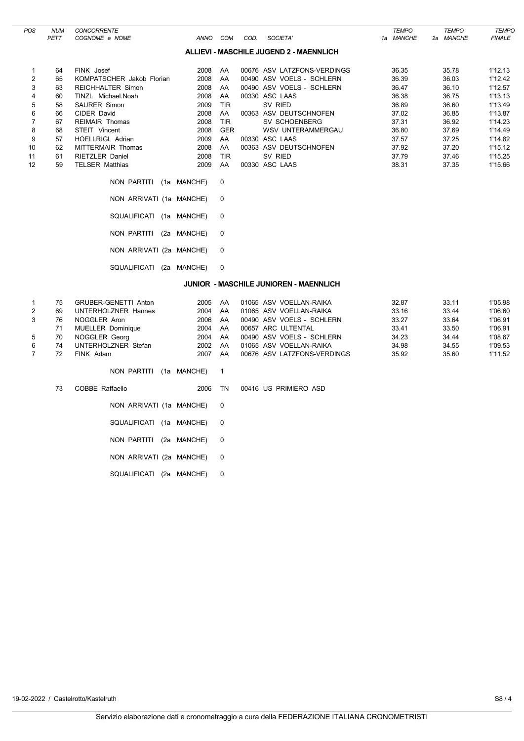| POS | NUM PETT | CONCORRENTE COGNOME e NOME | ANNO | COM | COD. | SOCIETA' | TEMPO 1a MANCHE | TEMPO 2a MANCHE | TEMPO FINALE |
|---|---|---|---|---|---|---|---|---|---|

## ALLIEVI - MASCHILE JUGEND 2 - MAENNLICH

| POS | NUM PETT | CONCORRENTE COGNOME e NOME | ANNO | COM | COD. | SOCIETA' | TEMPO 1a MANCHE | TEMPO 2a MANCHE | TEMPO FINALE |
|---|---|---|---|---|---|---|---|---|---|
| 1 | 64 | FINK Josef | 2008 | AA | 00676 | ASV LATZFONS-VERDINGS | 36.35 | 35.78 | 1'12.13 |
| 2 | 65 | KOMPATSCHER Jakob Florian | 2008 | AA | 00490 | ASV VOELS - SCHLERN | 36.39 | 36.03 | 1'12.42 |
| 3 | 63 | REICHHALTER Simon | 2008 | AA | 00490 | ASV VOELS - SCHLERN | 36.47 | 36.10 | 1'12.57 |
| 4 | 60 | TINZL Michael.Noah | 2008 | AA | 00330 | ASC LAAS | 36.38 | 36.75 | 1'13.13 |
| 5 | 58 | SAURER Simon | 2009 | TIR | | SV RIED | 36.89 | 36.60 | 1'13.49 |
| 6 | 66 | CIDER David | 2008 | AA | 00363 | ASV DEUTSCHNOFEN | 37.02 | 36.85 | 1'13.87 |
| 7 | 67 | REIMAIR Thomas | 2008 | TIR | | SV SCHOENBERG | 37.31 | 36.92 | 1'14.23 |
| 8 | 68 | STEIT Vincent | 2008 | GER | | WSV UNTERAMMERGAU | 36.80 | 37.69 | 1'14.49 |
| 9 | 57 | HOELLRIGL Adrian | 2009 | AA | 00330 | ASC LAAS | 37.57 | 37.25 | 1'14.82 |
| 10 | 62 | MITTERMAIR Thomas | 2008 | AA | 00363 | ASV DEUTSCHNOFEN | 37.92 | 37.20 | 1'15.12 |
| 11 | 61 | RIETZLER Daniel | 2008 | TIR | | SV RIED | 37.79 | 37.46 | 1'15.25 |
| 12 | 59 | TELSER Matthias | 2009 | AA | 00330 | ASC LAAS | 38.31 | 37.35 | 1'15.66 |

NON PARTITI (1a MANCHE) 0

NON ARRIVATI (1a MANCHE) 0

SQUALIFICATI (1a MANCHE) 0

NON PARTITI (2a MANCHE) 0

NON ARRIVATI (2a MANCHE) 0

SQUALIFICATI (2a MANCHE) 0

## JUNIOR - MASCHILE JUNIOREN - MAENNLICH

| POS | NUM PETT | CONCORRENTE COGNOME e NOME | ANNO | COM | COD. | SOCIETA' | TEMPO 1a MANCHE | TEMPO 2a MANCHE | TEMPO FINALE |
|---|---|---|---|---|---|---|---|---|---|
| 1 | 75 | GRUBER-GENETTI Anton | 2005 | AA | 01065 | ASV VOELLAN-RAIKA | 32.87 | 33.11 | 1'05.98 |
| 2 | 69 | UNTERHOLZNER Hannes | 2004 | AA | 01065 | ASV VOELLAN-RAIKA | 33.16 | 33.44 | 1'06.60 |
| 3 | 76 | NOGGLER Aron | 2006 | AA | 00490 | ASV VOELS - SCHLERN | 33.27 | 33.64 | 1'06.91 |
| | 71 | MUELLER Dominique | 2004 | AA | 00657 | ARC ULTENTAL | 33.41 | 33.50 | 1'06.91 |
| 5 | 70 | NOGGLER Georg | 2004 | AA | 00490 | ASV VOELS - SCHLERN | 34.23 | 34.44 | 1'08.67 |
| 6 | 74 | UNTERHOLZNER Stefan | 2002 | AA | 01065 | ASV VOELLAN-RAIKA | 34.98 | 34.55 | 1'09.53 |
| 7 | 72 | FINK Adam | 2007 | AA | 00676 | ASV LATZFONS-VERDINGS | 35.92 | 35.60 | 1'11.52 |

NON PARTITI (1a MANCHE) 1

| | | | | | | | | | |
|---|---|---|---|---|---|---|---|---|---|
| | 73 | COBBE Raffaello | 2006 | TN | 00416 | US PRIMIERO ASD | | | |

NON ARRIVATI (1a MANCHE) 0

SQUALIFICATI (1a MANCHE) 0

NON PARTITI (2a MANCHE) 0

NON ARRIVATI (2a MANCHE) 0

SQUALIFICATI (2a MANCHE) 0

19-02-2022 / Castelrotto/Kastelruth

Servizio elaborazione dati e cronometraggio a cura della FEDERAZIONE ITALIANA CRONOMETRISTI